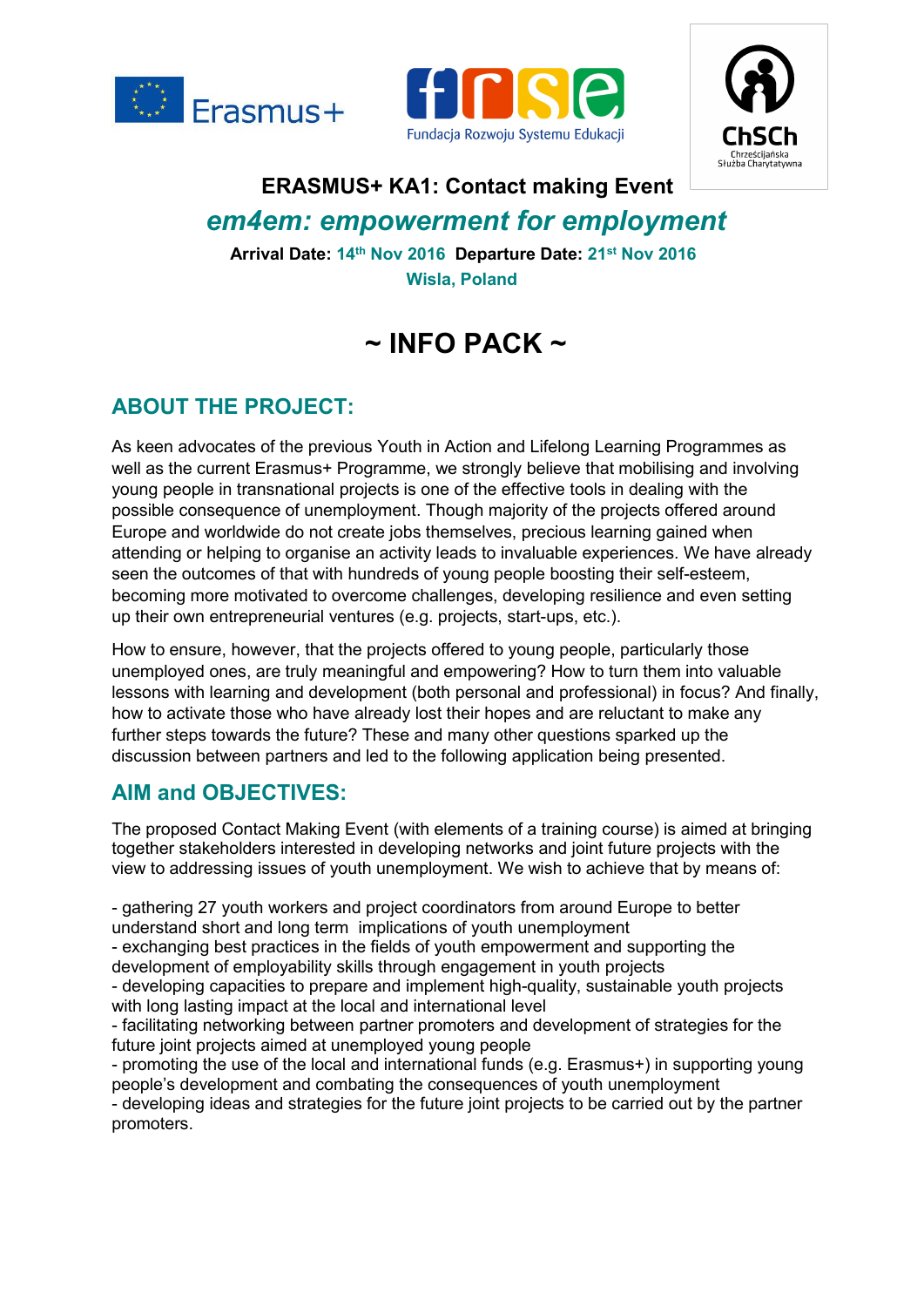Erasmus+

Fundacja Rozwoju Systemu Edukacji

ChSCh Chrześcijańska Służba Charytatywna

**ERASMUS+ KA1: Contact making Event**

## *em4em: empowerment for employment*

**Arrival Date:** 14th Nov 2016 **Departure Date:** 21st Nov 2016

Wisla, Poland

# ~ INFO PACK ~

## ABOUT THE PROJECT:

As keen advocates of the previous Youth in Action and Lifelong Learning Programmes as well as the current Erasmus+ Programme, we strongly believe that mobilising and involving young people in transnational projects is one of the effective tools in dealing with the possible consequence of unemployment. Though majority of the projects offered around Europe and worldwide do not create jobs themselves, precious learning gained when attending or helping to organise an activity leads to invaluable experiences. We have already seen the outcomes of that with hundreds of young people boosting their self-esteem, becoming more motivated to overcome challenges, developing resilience and even setting up their own entrepreneurial ventures (e.g. projects, start-ups, etc.).

How to ensure, however, that the projects offered to young people, particularly those unemployed ones, are truly meaningful and empowering? How to turn them into valuable lessons with learning and development (both personal and professional) in focus? And finally, how to activate those who have already lost their hopes and are reluctant to make any further steps towards the future? These and many other questions sparked up the discussion between partners and led to the following application being presented.

## AIM and OBJECTIVES:

The proposed Contact Making Event (with elements of a training course) is aimed at bringing together stakeholders interested in developing networks and joint future projects with the view to addressing issues of youth unemployment. We wish to achieve that by means of:

- gathering 27 youth workers and project coordinators from around Europe to better understand short and long term implications of youth unemployment
- exchanging best practices in the fields of youth empowerment and supporting the development of employability skills through engagement in youth projects
- developing capacities to prepare and implement high-quality, sustainable youth projects with long lasting impact at the local and international level
- facilitating networking between partner promoters and development of strategies for the future joint projects aimed at unemployed young people
- promoting the use of the local and international funds (e.g. Erasmus+) in supporting young people's development and combating the consequences of youth unemployment
- developing ideas and strategies for the future joint projects to be carried out by the partner promoters.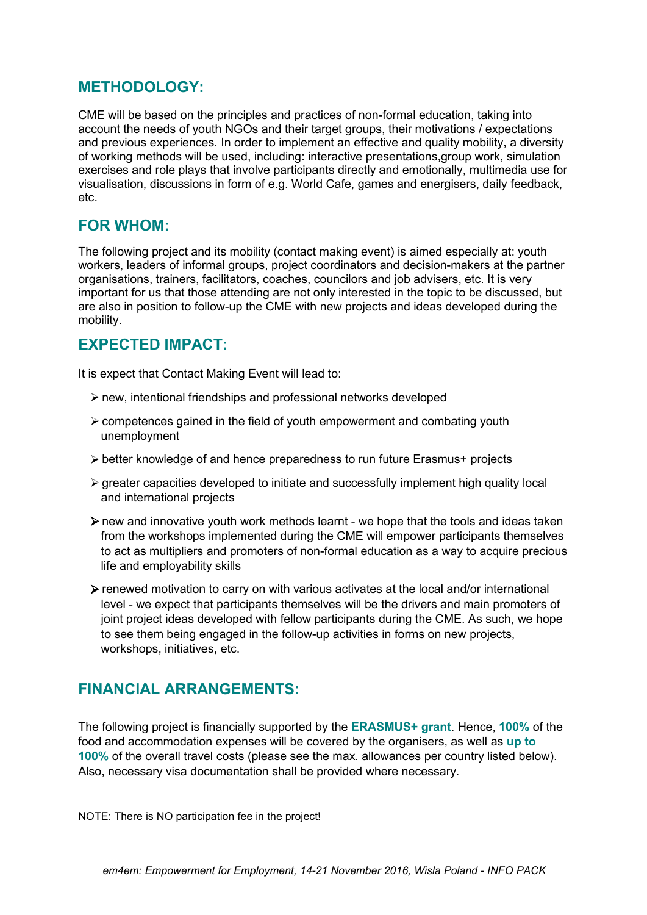## METHODOLOGY:

CME will be based on the principles and practices of non-formal education, taking into account the needs of youth NGOs and their target groups, their motivations / expectations and previous experiences. In order to implement an effective and quality mobility, a diversity of working methods will be used, including: interactive presentations,group work, simulation exercises and role plays that involve participants directly and emotionally, multimedia use for visualisation, discussions in form of e.g. World Cafe, games and energisers, daily feedback, etc.

## FOR WHOM:

The following project and its mobility (contact making event) is aimed especially at: youth workers, leaders of informal groups, project coordinators and decision-makers at the partner organisations, trainers, facilitators, coaches, councilors and job advisers, etc. It is very important for us that those attending are not only interested in the topic to be discussed, but are also in position to follow-up the CME with new projects and ideas developed during the mobility.

## EXPECTED IMPACT:

It is expect that Contact Making Event will lead to:

- new, intentional friendships and professional networks developed
- competences gained in the field of youth empowerment and combating youth unemployment
- better knowledge of and hence preparedness to run future Erasmus+ projects
- greater capacities developed to initiate and successfully implement high quality local and international projects
- new and innovative youth work methods learnt - we hope that the tools and ideas taken from the workshops implemented during the CME will empower participants themselves to act as multipliers and promoters of non-formal education as a way to acquire precious life and employability skills
- renewed motivation to carry on with various activates at the local and/or international level - we expect that participants themselves will be the drivers and main promoters of joint project ideas developed with fellow participants during the CME. As such, we hope to see them being engaged in the follow-up activities in forms on new projects, workshops, initiatives, etc.

## FINANCIAL ARRANGEMENTS:

The following project is financially supported by the **ERASMUS+ grant**. Hence, **100%** of the food and accommodation expenses will be covered by the organisers, as well as **up to 100%** of the overall travel costs (please see the max. allowances per country listed below). Also, necessary visa documentation shall be provided where necessary.

NOTE: There is NO participation fee in the project!

*em4em: Empowerment for Employment, 14-21 November 2016, Wisla Poland - INFO PACK*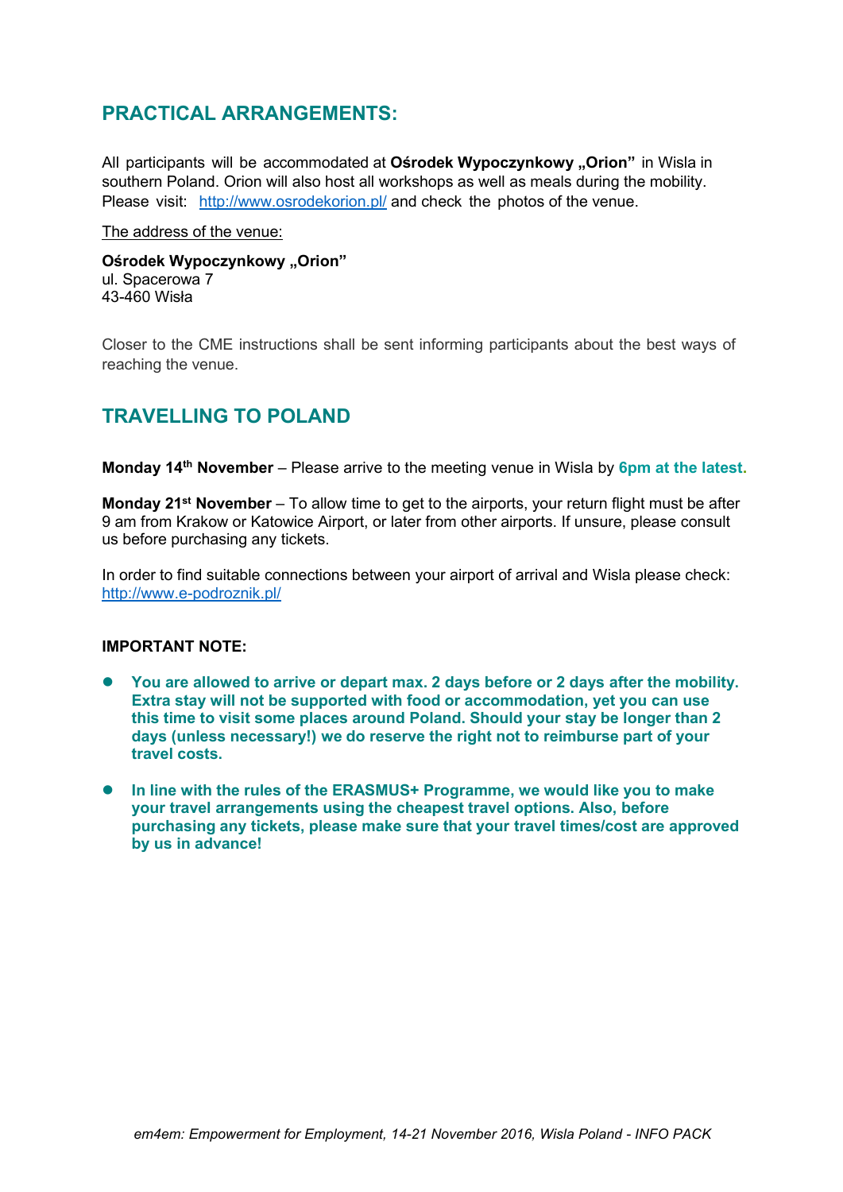## PRACTICAL ARRANGEMENTS:

All participants will be accommodated at **Ośrodek Wypoczynkowy „Orion"** in Wisla in southern Poland. Orion will also host all workshops as well as meals during the mobility. Please visit: http://www.osrodekorion.pl/ and check the photos of the venue.

The address of the venue:

**Ośrodek Wypoczynkowy „Orion"**
ul. Spacerowa 7
43-460 Wisła

Closer to the CME instructions shall be sent informing participants about the best ways of reaching the venue.

## TRAVELLING TO POLAND

**Monday 14th November** – Please arrive to the meeting venue in Wisla by **6pm at the latest.**

**Monday 21st November** – To allow time to get to the airports, your return flight must be after 9 am from Krakow or Katowice Airport, or later from other airports. If unsure, please consult us before purchasing any tickets.

In order to find suitable connections between your airport of arrival and Wisla please check: http://www.e-podroznik.pl/

**IMPORTANT NOTE:**

- **You are allowed to arrive or depart max. 2 days before or 2 days after the mobility. Extra stay will not be supported with food or accommodation, yet you can use this time to visit some places around Poland. Should your stay be longer than 2 days (unless necessary!) we do reserve the right not to reimburse part of your travel costs.**
- **In line with the rules of the ERASMUS+ Programme, we would like you to make your travel arrangements using the cheapest travel options. Also, before purchasing any tickets, please make sure that your travel times/cost are approved by us in advance!**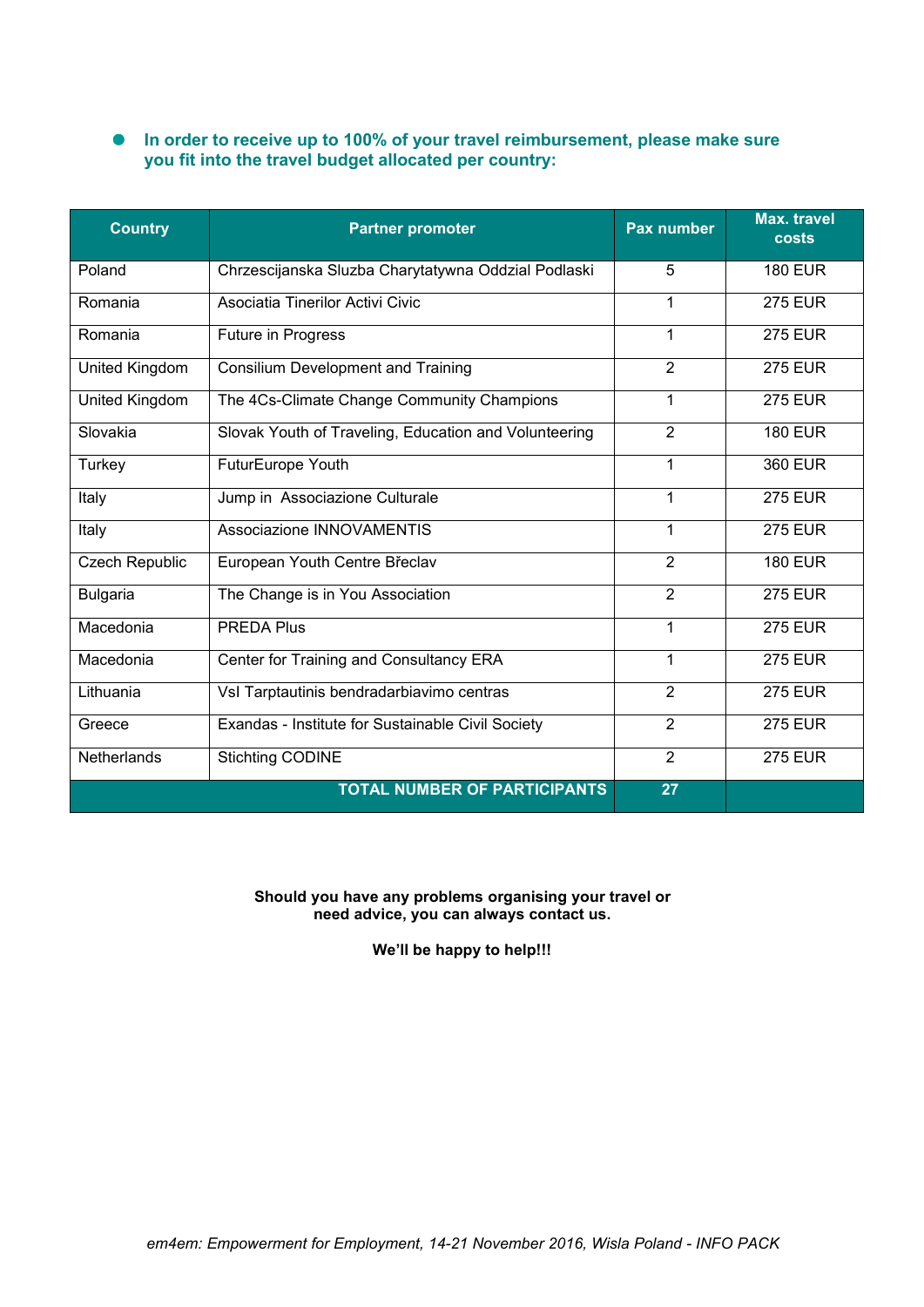- **In order to receive up to 100% of your travel reimbursement, please make sure you fit into the travel budget allocated per country:**

| Country | Partner promoter | Pax number | Max. travel costs |
|---|---|---|---|
| Poland | Chrzescijanska Sluzba Charytatywna Oddzial Podlaski | 5 | 180 EUR |
| Romania | Asociatia Tinerilor Activi Civic | 1 | 275 EUR |
| Romania | Future in Progress | 1 | 275 EUR |
| United Kingdom | Consilium Development and Training | 2 | 275 EUR |
| United Kingdom | The 4Cs-Climate Change Community Champions | 1 | 275 EUR |
| Slovakia | Slovak Youth of Traveling, Education and Volunteering | 2 | 180 EUR |
| Turkey | FuturEurope Youth | 1 | 360 EUR |
| Italy | Jump in Associazione Culturale | 1 | 275 EUR |
| Italy | Associazione INNOVAMENTIS | 1 | 275 EUR |
| Czech Republic | European Youth Centre Břeclav | 2 | 180 EUR |
| Bulgaria | The Change is in You Association | 2 | 275 EUR |
| Macedonia | PREDA Plus | 1 | 275 EUR |
| Macedonia | Center for Training and Consultancy ERA | 1 | 275 EUR |
| Lithuania | VsI Tarptautinis bendradarbiavimo centras | 2 | 275 EUR |
| Greece | Exandas - Institute for Sustainable Civil Society | 2 | 275 EUR |
| Netherlands | Stichting CODINE | 2 | 275 EUR |
| **TOTAL NUMBER OF PARTICIPANTS** | | **27** | |

**Should you have any problems organising your travel or need advice, you can always contact us.**

**We'll be happy to help!!!**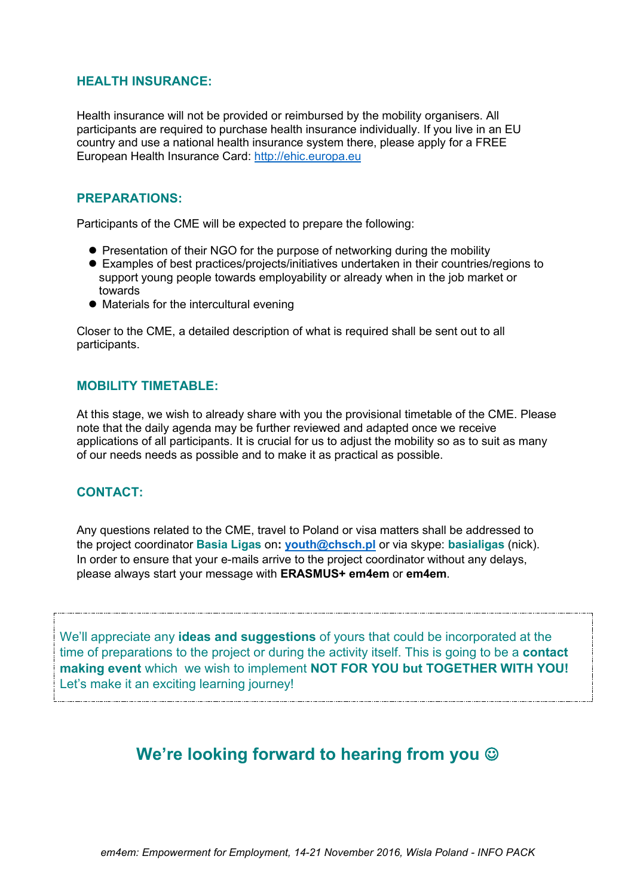## HEALTH INSURANCE:

Health insurance will not be provided or reimbursed by the mobility organisers. All participants are required to purchase health insurance individually. If you live in an EU country and use a national health insurance system there, please apply for a FREE European Health Insurance Card: [http://ehic.europa.eu](http://ehic.europa.eu)

## PREPARATIONS:

Participants of the CME will be expected to prepare the following:

- Presentation of their NGO for the purpose of networking during the mobility
- Examples of best practices/projects/initiatives undertaken in their countries/regions to support young people towards employability or already when in the job market or towards
- Materials for the intercultural evening

Closer to the CME, a detailed description of what is required shall be sent out to all participants.

## MOBILITY TIMETABLE:

At this stage, we wish to already share with you the provisional timetable of the CME. Please note that the daily agenda may be further reviewed and adapted once we receive applications of all participants. It is crucial for us to adjust the mobility so as to suit as many of our needs needs as possible and to make it as practical as possible.

## CONTACT:

Any questions related to the CME, travel to Poland or visa matters shall be addressed to the project coordinator **Basia Ligas** on**:** **[youth@chsch.pl](mailto:youth@chsch.pl)** or via skype: **basialigas** (nick). In order to ensure that your e-mails arrive to the project coordinator without any delays, please always start your message with **ERASMUS+ em4em** or **em4em**.

We'll appreciate any **ideas and suggestions** of yours that could be incorporated at the time of preparations to the project or during the activity itself. This is going to be a **contact making event** which we wish to implement **NOT FOR YOU but TOGETHER WITH YOU!** Let's make it an exciting learning journey!

## We're looking forward to hearing from you ☺